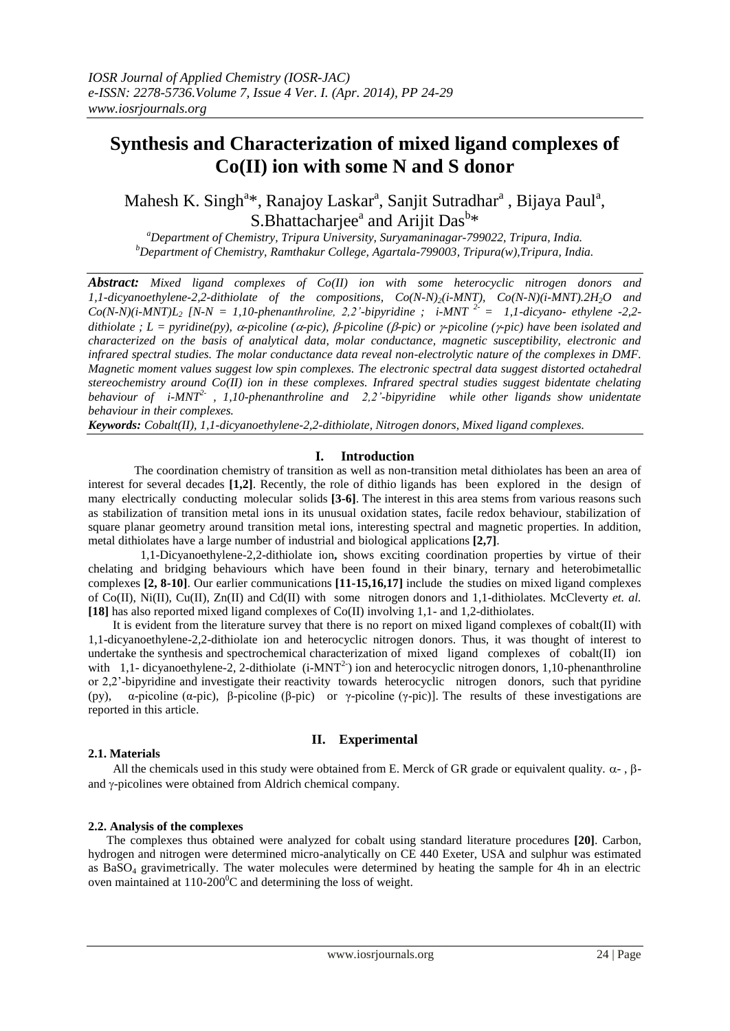# Synthesis and Characterization of mixed ligand complexes of Co(II) ion with some N and S donor

Mahesh K. Singh[a]*, Ranajoy Laskar[a], Sanjit Sutradhar[a], Bijaya Paul[a], S.Bhattacharjee[a] and Arijit Das[b]*

[a]*Department of Chemistry, Tripura University, Suryamaninagar-799022, Tripura, India.*
[b]*Department of Chemistry, Ramthakur College, Agartala-799003, Tripura(w),Tripura, India.*

***Abstract:*** *Mixed ligand complexes of Co(II) ion with some heterocyclic nitrogen donors and 1,1-dicyanoethylene-2,2-dithiolate of the compositions, $Co(N\text{-}N)_2(i\text{-}MNT)$, $Co(N\text{-}N)(i\text{-}MNT).2H_2O$ and $Co(N\text{-}N)(i\text{-}MNT)L_2$ [N-N = 1,10-phenanthroline, 2,2'-bipyridine ; i-MNT $^{2-}$ = 1,1-dicyano- ethylene -2,2-dithiolate ; L = pyridine(py), α-picoline (α-pic), β-picoline (β-pic) or γ-picoline (γ-pic) have been isolated and characterized on the basis of analytical data, molar conductance, magnetic susceptibility, electronic and infrared spectral studies. The molar conductance data reveal non-electrolytic nature of the complexes in DMF. Magnetic moment values suggest low spin complexes. The electronic spectral data suggest distorted octahedral stereochemistry around Co(II) ion in these complexes. Infrared spectral studies suggest bidentate chelating behaviour of i-MNT$^{2-}$ , 1,10-phenanthroline and 2,2'-bipyridine while other ligands show unidentate behaviour in their complexes.*

***Keywords:*** *Cobalt(II), 1,1-dicyanoethylene-2,2-dithiolate, Nitrogen donors, Mixed ligand complexes.*

## I. Introduction

The coordination chemistry of transition as well as non-transition metal dithiolates has been an area of interest for several decades **[1,2]**. Recently, the role of dithio ligands has been explored in the design of many electrically conducting molecular solids **[3-6]**. The interest in this area stems from various reasons such as stabilization of transition metal ions in its unusual oxidation states, facile redox behaviour, stabilization of square planar geometry around transition metal ions, interesting spectral and magnetic properties. In addition, metal dithiolates have a large number of industrial and biological applications **[2,7]**.

1,1-Dicyanoethylene-2,2-dithiolate ion**,** shows exciting coordination properties by virtue of their chelating and bridging behaviours which have been found in their binary, ternary and heterobimetallic complexes **[2, 8-10]**. Our earlier communications **[11-15,16,17]** include the studies on mixed ligand complexes of Co(II), Ni(II), Cu(II), Zn(II) and Cd(II) with some nitrogen donors and 1,1-dithiolates. McCleverty *et. al.* **[18]** has also reported mixed ligand complexes of Co(II) involving 1,1- and 1,2-dithiolates.

It is evident from the literature survey that there is no report on mixed ligand complexes of cobalt(II) with 1,1-dicyanoethylene-2,2-dithiolate ion and heterocyclic nitrogen donors. Thus, it was thought of interest to undertake the synthesis and spectrochemical characterization of mixed ligand complexes of cobalt(II) ion with 1,1- dicyanoethylene-2, 2-dithiolate (i-MNT$^{2-}$) ion and heterocyclic nitrogen donors, 1,10-phenanthroline or 2,2'-bipyridine and investigate their reactivity towards heterocyclic nitrogen donors, such that pyridine (py), α-picoline (α-pic), β-picoline (β-pic) or γ-picoline (γ-pic)]. The results of these investigations are reported in this article.

## II. Experimental

### 2.1. Materials

All the chemicals used in this study were obtained from E. Merck of GR grade or equivalent quality. α- , β- and γ-picolines were obtained from Aldrich chemical company.

### 2.2. Analysis of the complexes

The complexes thus obtained were analyzed for cobalt using standard literature procedures **[20]**. Carbon, hydrogen and nitrogen were determined micro-analytically on CE 440 Exeter, USA and sulphur was estimated as $BaSO_4$ gravimetrically. The water molecules were determined by heating the sample for 4h in an electric oven maintained at 110-200$^0$C and determining the loss of weight.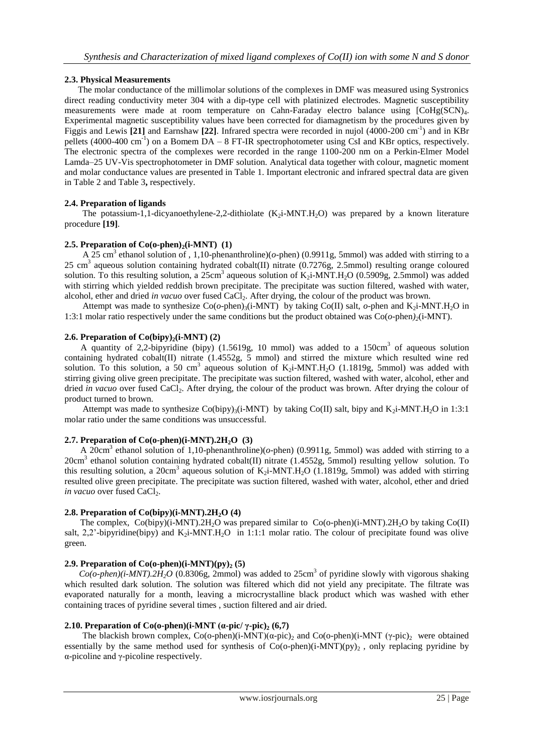### 2.3. Physical Measurements

The molar conductance of the millimolar solutions of the complexes in DMF was measured using Systronics direct reading conductivity meter 304 with a dip-type cell with platinized electrodes. Magnetic susceptibility measurements were made at room temperature on Cahn-Faraday electro balance using $[CoHg(SCN)_4]$. Experimental magnetic susceptibility values have been corrected for diamagnetism by the procedures given by Figgis and Lewis **[21]** and Earnshaw **[22]**. Infrared spectra were recorded in nujol (4000-200 $cm^{-1}$) and in KBr pellets (4000-400 $cm^{-1}$) on a Bomem DA – 8 FT-IR spectrophotometer using CsI and KBr optics, respectively. The electronic spectra of the complexes were recorded in the range 1100-200 nm on a Perkin-Elmer Model Lamda–25 UV-Vis spectrophotometer in DMF solution. Analytical data together with colour, magnetic moment and molar conductance values are presented in Table 1. Important electronic and infrared spectral data are given in Table 2 and Table 3**,** respectively.

### 2.4. Preparation of ligands

The potassium-1,1-dicyanoethylene-2,2-dithiolate ($K_2$i-MNT.$H_2O$) was prepared by a known literature procedure **[19]**.

### 2.5. Preparation of Co(o-phen)$_2$(i-MNT) (1)

A 25 $cm^3$ ethanol solution of , 1,10-phenanthroline)(*o*-phen) (0.9911g, 5mmol) was added with stirring to a 25 $cm^3$ aqueous solution containing hydrated cobalt(II) nitrate (0.7276g, 2.5mmol) resulting orange coloured solution. To this resulting solution, a 25$cm^3$ aqueous solution of $K_2$i-MNT.$H_2O$ (0.5909g, 2.5mmol) was added with stirring which yielded reddish brown precipitate. The precipitate was suction filtered, washed with water, alcohol, ether and dried *in vacuo* over fused $CaCl_2$. After drying, the colour of the product was brown.

Attempt was made to synthesize Co(*o*-phen)$_3$(i-MNT) by taking Co(II) salt, *o*-phen and $K_2$i-MNT.$H_2O$ in 1:3:1 molar ratio respectively under the same conditions but the product obtained was Co(*o*-phen*)$_2$*(i-MNT).

### 2.6. Preparation of Co(bipy)$_2$(i-MNT) (2)

A quantity of 2,2-bipyridine (bipy) (1.5619g, 10 mmol) was added to a 150$cm^3$ of aqueous solution containing hydrated cobalt(II) nitrate (1.4552g, 5 mmol) and stirred the mixture which resulted wine red solution. To this solution, a 50 $cm^3$ aqueous solution of $K_2$i-MNT.$H_2O$ (1.1819g, 5mmol) was added with stirring giving olive green precipitate. The precipitate was suction filtered, washed with water, alcohol, ether and dried *in vacuo* over fused $CaCl_2$. After drying, the colour of the product was brown. After drying the colour of product turned to brown.

Attempt was made to synthesize Co(bipy)$_3$(i-MNT) by taking Co(II) salt, bipy and $K_2$i-MNT.$H_2O$ in 1:3:1 molar ratio under the same conditions was unsuccessful.

### 2.7. Preparation of Co(o-phen)(i-MNT).2$H_2O$ (3)

A 20$cm^3$ ethanol solution of 1,10-phenanthroline)(*o*-phen) (0.9911g, 5mmol) was added with stirring to a 20$cm^3$ ethanol solution containing hydrated cobalt(II) nitrate (1.4552g, 5mmol) resulting yellow solution. To this resulting solution, a 20$cm^3$ aqueous solution of $K_2$i-MNT.$H_2O$ (1.1819g, 5mmol) was added with stirring resulted olive green precipitate. The precipitate was suction filtered, washed with water, alcohol, ether and dried *in vacuo* over fused $CaCl_2$.

### 2.8. Preparation of Co(bipy)(i-MNT).2$H_2O$ (4)

The complex, Co(bipy)(i-MNT).2$H_2O$ was prepared similar to Co(o-phen)(i-MNT).2$H_2O$ by taking Co(II) salt, 2,2'-bipyridine(bipy) and $K_2$i-MNT.$H_2O$ in 1:1:1 molar ratio. The colour of precipitate found was olive green.

### 2.9. Preparation of Co(o-phen)(i-MNT)(py)$_2$ (5)

*Co(o-phen)(i-MNT).2$H_2O$* (0.8306g, 2mmol) was added to 25$cm^3$ of pyridine slowly with vigorous shaking which resulted dark solution. The solution was filtered which did not yield any precipitate. The filtrate was evaporated naturally for a month, leaving a microcrystalline black product which was washed with ether containing traces of pyridine several times , suction filtered and air dried.

### 2.10. Preparation of Co(o-phen)(i-MNT (α-pic/ γ-pic)$_2$ (6,7)

The blackish brown complex, Co(o-phen)(i-MNT)(α-pic)$_2$ and Co(o-phen)(i-MNT (γ-pic)$_2$ were obtained essentially by the same method used for synthesis of Co(o-phen)(i-MNT)(py)$_2$ , only replacing pyridine by α-picoline and γ-picoline respectively.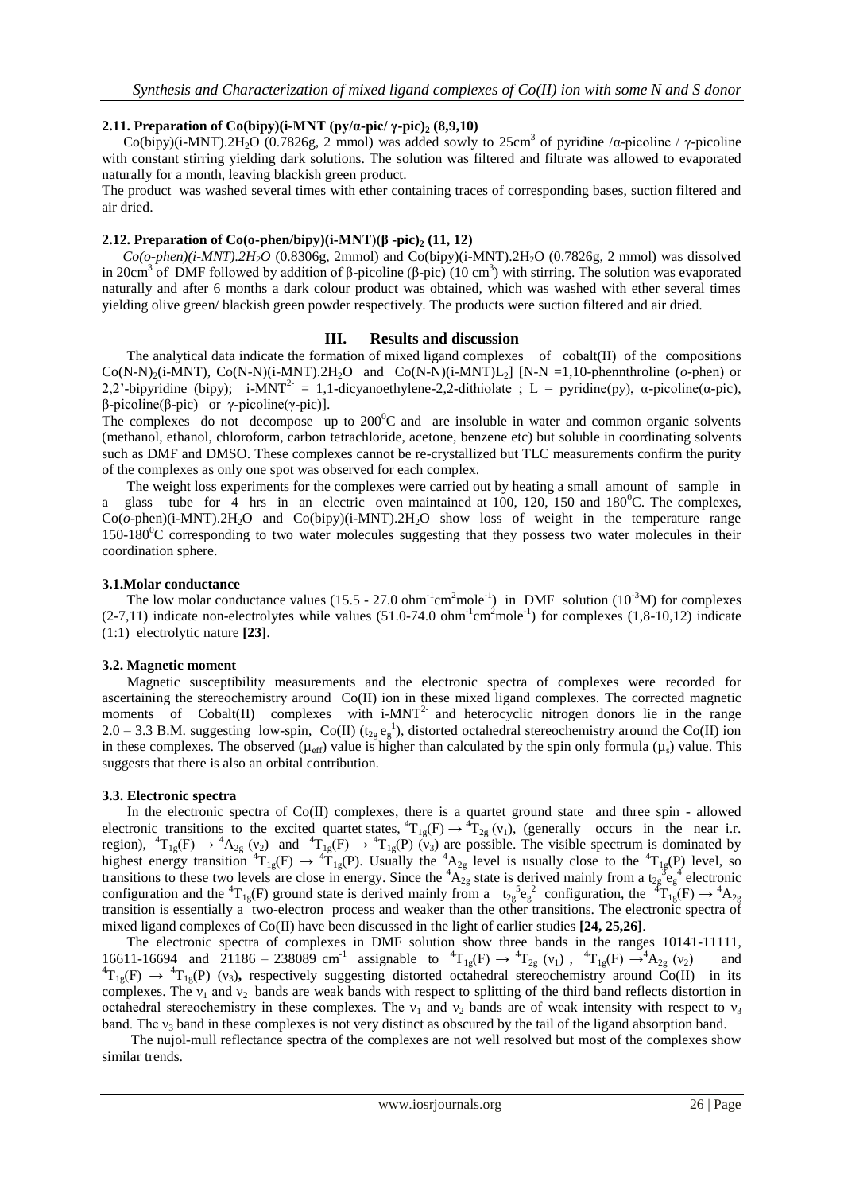### 2.11. Preparation of Co(bipy)(i-MNT (py/α-pic/ γ-pic)$_2$ (8,9,10)

Co(bipy)(i-MNT).2$H_2O$ (0.7826g, 2 mmol) was added sowly to 25cm$^3$ of pyridine /α-picoline / γ-picoline with constant stirring yielding dark solutions. The solution was filtered and filtrate was allowed to evaporated naturally for a month, leaving blackish green product.

The product was washed several times with ether containing traces of corresponding bases, suction filtered and air dried.

### 2.12. Preparation of Co(o-phen/bipy)(i-MNT)(β -pic)$_2$ (11, 12)

*Co(o-phen)(i-MNT).2H$_2$O* (0.8306g, 2mmol) and Co(bipy)(i-MNT).2$H_2O$ (0.7826g, 2 mmol) was dissolved in 20cm$^3$ of DMF followed by addition of β-picoline (β-pic) (10 cm$^3$) with stirring. The solution was evaporated naturally and after 6 months a dark colour product was obtained, which was washed with ether several times yielding olive green/ blackish green powder respectively. The products were suction filtered and air dried.

## III. Results and discussion

The analytical data indicate the formation of mixed ligand complexes of cobalt(II) of the compositions Co(N-N)$_2$(i-MNT), Co(N-N)(i-MNT).2$H_2O$ and Co(N-N)(i-MNT)L$_2$] [N-N =1,10-phennthroline (*o*-phen) or 2,2'-bipyridine (bipy); i-MNT$^{2-}$ = 1,1-dicyanoethylene-2,2-dithiolate ; L = pyridine(py), α-picoline(α-pic), β-picoline(β-pic) or γ-picoline(γ-pic)].

The complexes do not decompose up to 200$^0$C and are insoluble in water and common organic solvents (methanol, ethanol, chloroform, carbon tetrachloride, acetone, benzene etc) but soluble in coordinating solvents such as DMF and DMSO. These complexes cannot be re-crystallized but TLC measurements confirm the purity of the complexes as only one spot was observed for each complex.

The weight loss experiments for the complexes were carried out by heating a small amount of sample in a glass tube for 4 hrs in an electric oven maintained at 100, 120, 150 and 180$^0$C. The complexes, Co(*o*-phen)(i-MNT).2$H_2O$ and Co(bipy)(i-MNT).2$H_2O$ show loss of weight in the temperature range 150-180$^0$C corresponding to two water molecules suggesting that they possess two water molecules in their coordination sphere.

### 3.1.Molar conductance

The low molar conductance values (15.5 - 27.0 ohm$^{-1}$cm$^2$mole$^{-1}$) in DMF solution (10$^{-3}$M) for complexes (2-7,11) indicate non-electrolytes while values (51.0-74.0 ohm$^{-1}$cm$^2$mole$^{-1}$) for complexes (1,8-10,12) indicate (1:1) electrolytic nature **[23]**.

### 3.2. Magnetic moment

Magnetic susceptibility measurements and the electronic spectra of complexes were recorded for ascertaining the stereochemistry around Co(II) ion in these mixed ligand complexes. The corrected magnetic moments of Cobalt(II) complexes with i-MNT$^{2-}$ and heterocyclic nitrogen donors lie in the range 2.0 – 3.3 B.M. suggesting low-spin, Co(II) ($t_{2g}\,e_g^1$), distorted octahedral stereochemistry around the Co(II) ion in these complexes. The observed ($\mu_{eff}$) value is higher than calculated by the spin only formula ($\mu_s$) value. This suggests that there is also an orbital contribution.

### 3.3. Electronic spectra

In the electronic spectra of Co(II) complexes, there is a quartet ground state and three spin - allowed electronic transitions to the excited quartet states, $^4T_{1g}(F) \rightarrow {}^4T_{2g}$ ($\nu_1$), (generally occurs in the near i.r. region), $^4T_{1g}(F) \rightarrow {}^4A_{2g}$ ($\nu_2$) and $^4T_{1g}(F) \rightarrow {}^4T_{1g}(P)$ ($\nu_3$) are possible. The visible spectrum is dominated by highest energy transition $^4T_{1g}(F) \rightarrow {}^4T_{1g}(P)$. Usually the $^4A_{2g}$ level is usually close to the $^4T_{1g}(P)$ level, so transitions to these two levels are close in energy. Since the $^4A_{2g}$ state is derived mainly from a $t_{2g}^3e_g^4$ electronic configuration and the $^4T_{1g}(F)$ ground state is derived mainly from a $t_{2g}^5e_g^2$ configuration, the $^4T_{1g}(F) \rightarrow {}^4A_{2g}$ transition is essentially a two-electron process and weaker than the other transitions. The electronic spectra of mixed ligand complexes of Co(II) have been discussed in the light of earlier studies **[24, 25,26]**.

The electronic spectra of the complexes in DMF solution show three bands in the ranges 10141-11111, 16611-16694 and 21186 – 238089 cm$^{-1}$ assignable to $^4T_{1g}(F) \rightarrow {}^4T_{2g}$ ($\nu_1$) , $^4T_{1g}(F) \rightarrow {}^4A_{2g}$ ($\nu_2$) and $^4T_{1g}(F) \rightarrow {}^4T_{1g}(P)$ ($\nu_3$)**,** respectively suggesting distorted octahedral stereochemistry around Co(II) in its complexes. The $\nu_1$ and $\nu_2$ bands are weak bands with respect to splitting of the third band reflects distortion in octahedral stereochemistry in these complexes. The $\nu_1$ and $\nu_2$ bands are of weak intensity with respect to $\nu_3$ band. The $\nu_3$ band in these complexes is not very distinct as obscured by the tail of the ligand absorption band.

The nujol-mull reflectance spectra of the complexes are not well resolved but most of the complexes show similar trends.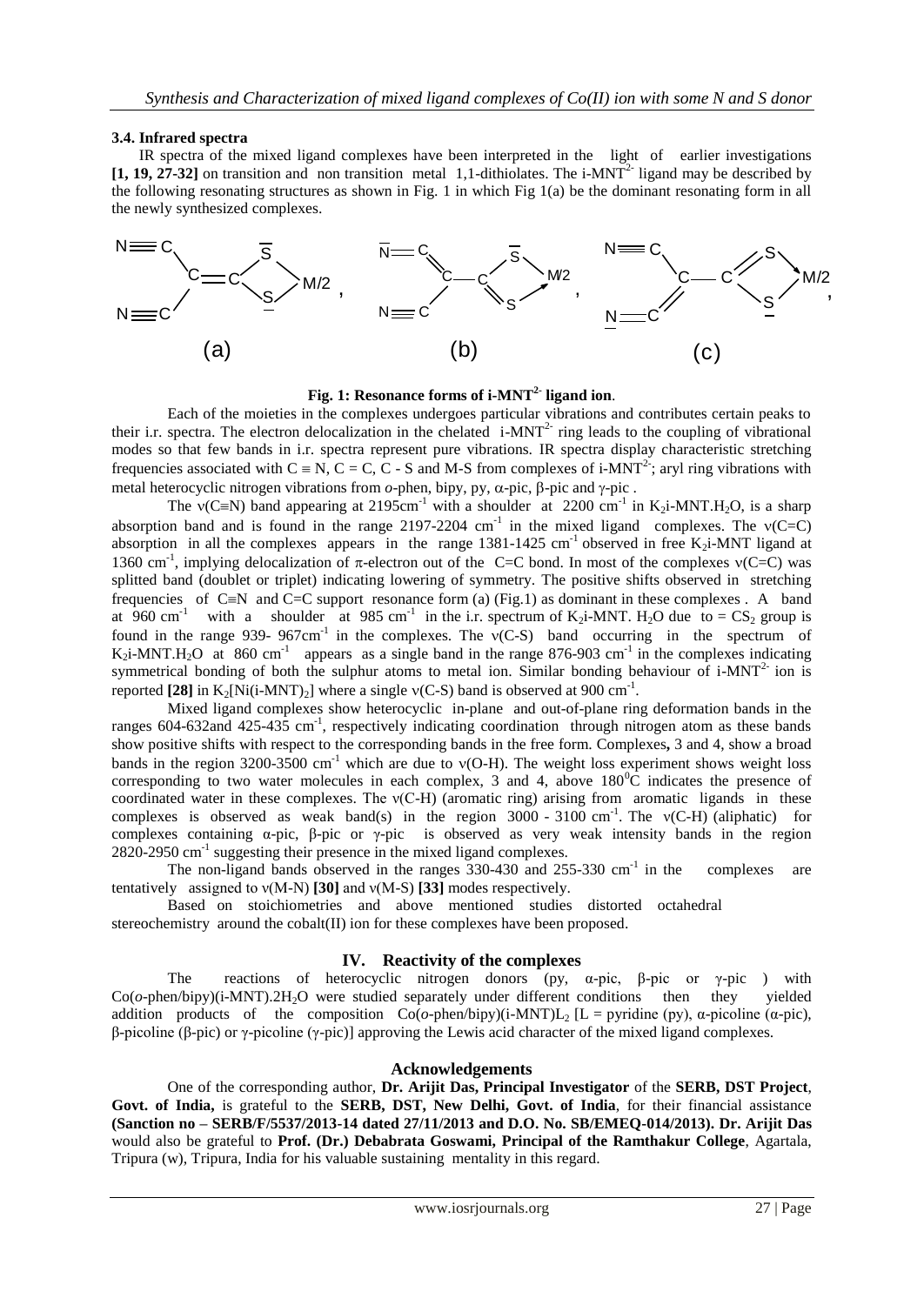### 3.4. Infrared spectra

IR spectra of the mixed ligand complexes have been interpreted in the light of earlier investigations **[1, 19, 27-32]** on transition and non transition metal 1,1-dithiolates. The i-MNT$^{2-}$ ligand may be described by the following resonating structures as shown in Fig. 1 in which Fig 1(a) be the dominant resonating form in all the newly synthesized complexes.

**Fig. 1: Resonance forms of i-MNT$^{2-}$ ligand ion**.

Each of the moieties in the complexes undergoes particular vibrations and contributes certain peaks to their i.r. spectra. The electron delocalization in the chelated i-MNT$^{2-}$ ring leads to the coupling of vibrational modes so that few bands in i.r. spectra represent pure vibrations. IR spectra display characteristic stretching frequencies associated with C ≡ N, C = C, C - S and M-S from complexes of i-MNT$^{2-}$; aryl ring vibrations with metal heterocyclic nitrogen vibrations from *o*-phen, bipy, py, α-pic, β-pic and γ-pic .

The ν(C≡N) band appearing at 2195cm$^{-1}$ with a shoulder at 2200 cm$^{-1}$ in $K_2$i-MNT.$H_2O$, is a sharp absorption band and is found in the range 2197-2204 cm$^{-1}$ in the mixed ligand complexes. The ν(C=C) absorption in all the complexes appears in the range 1381-1425 cm$^{-1}$ observed in free $K_2$i-MNT ligand at 1360 cm$^{-1}$, implying delocalization of π-electron out of the C=C bond. In most of the complexes ν(C=C) was splitted band (doublet or triplet) indicating lowering of symmetry. The positive shifts observed in stretching frequencies of C≡N and C=C support resonance form (a) (Fig.1) as dominant in these complexes . A band at 960 cm$^{-1}$ with a shoulder at 985 cm$^{-1}$ in the i.r. spectrum of $K_2$i-MNT. $H_2O$ due to = $CS_2$ group is found in the range 939- 967cm$^{-1}$ in the complexes. The ν(C-S) band occurring in the spectrum of $K_2$i-MNT.$H_2O$ at 860 cm$^{-1}$ appears as a single band in the range 876-903 cm$^{-1}$ in the complexes indicating symmetrical bonding of both the sulphur atoms to metal ion. Similar bonding behaviour of i-MNT$^{2-}$ ion is reported **[28]** in $K_2$[Ni(i-MNT)$_2$] where a single ν(C-S) band is observed at 900 cm$^{-1}$.

Mixed ligand complexes show heterocyclic in-plane and out-of-plane ring deformation bands in the ranges 604-632and 425-435 cm$^{-1}$, respectively indicating coordination through nitrogen atom as these bands show positive shifts with respect to the corresponding bands in the free form. Complexes**,** 3 and 4, show a broad bands in the region 3200-3500 cm$^{-1}$ which are due to ν(O-H). The weight loss experiment shows weight loss corresponding to two water molecules in each complex, 3 and 4, above 180$^0$C indicates the presence of coordinated water in these complexes. The ν(C-H) (aromatic ring) arising from aromatic ligands in these complexes is observed as weak band(s) in the region 3000 - 3100 cm$^{-1}$. The ν(C-H) (aliphatic) for complexes containing α-pic, β-pic or γ-pic is observed as very weak intensity bands in the region 2820-2950 cm$^{-1}$ suggesting their presence in the mixed ligand complexes.

The non-ligand bands observed in the ranges 330-430 and 255-330 cm$^{-1}$ in the complexes are tentatively assigned to ν(M-N) **[30]** and ν(M-S) **[33]** modes respectively.

Based on stoichiometries and above mentioned studies distorted octahedral stereochemistry around the cobalt(II) ion for these complexes have been proposed.

## IV. Reactivity of the complexes

The reactions of heterocyclic nitrogen donors (py, α-pic, β-pic or γ-pic ) with Co(*o*-phen/bipy)(i-MNT).2$H_2O$ were studied separately under different conditions then they yielded addition products of the composition Co(*o*-phen/bipy)(i-MNT)$L_2$ [L = pyridine (py), α-picoline (α-pic), β-picoline (β-pic) or γ-picoline (γ-pic)] approving the Lewis acid character of the mixed ligand complexes.

## Acknowledgements

One of the corresponding author, **Dr. Arijit Das, Principal Investigator** of the **SERB, DST Project**, **Govt. of India,** is grateful to the **SERB, DST, New Delhi, Govt. of India**, for their financial assistance **(Sanction no – SERB/F/5537/2013-14 dated 27/11/2013 and D.O. No. SB/EMEQ-014/2013). Dr. Arijit Das** would also be grateful to **Prof. (Dr.) Debabrata Goswami, Principal of the Ramthakur College**, Agartala, Tripura (w), Tripura, India for his valuable sustaining mentality in this regard.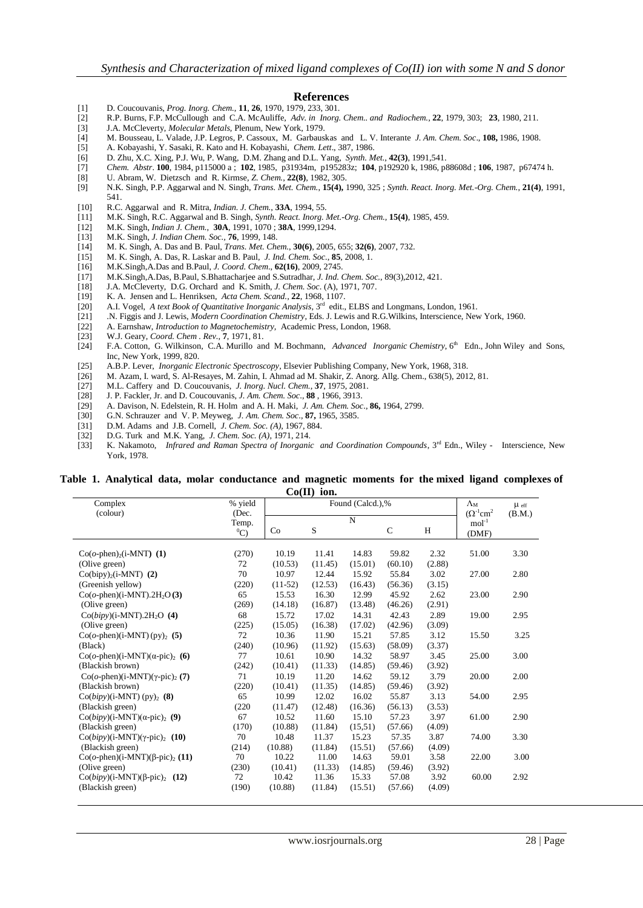## References

[1] D. Coucouvanis, *Prog. Inorg. Chem.*, **11**, **26**, 1970, 1979, 233, 301.
[2] R.P. Burns, F.P. McCullough and C.A. McAuliffe, *Adv. in Inorg. Chem.. and Radiochem.*, **22**, 1979, 303; **23**, 1980, 211.
[3] J.A. McCleverty, *Molecular Metals*, Plenum, New York, 1979.
[4] M. Bousseau, L. Valade, J.P. Legros, P. Cassoux, M. Garbauskas and L. V. Interante *J. Am. Chem. Soc*., **108,** 1986, 1908.
[5] A. Kobayashi, Y. Sasaki, R. Kato and H. Kobayashi, *Chem. Lett*., 387, 1986.
[6] D. Zhu, X.C. Xing, P.J. Wu, P. Wang, D.M. Zhang and D.L. Yang, *Synth. Met.*, **42(3)**, 1991,541.
[7] *Chem. Abstr*. **100**, 1984, p115000 a ; **102**, 1985, p31934m, p195283z; **104**, p192920 k, 1986, p88608d ; **106**, 1987, p67474 h.
[8] U. Abram, W. Dietzsch and R. Kirmse, *Z. Chem.*, **22(8)**, 1982, 305.
[9] N.K. Singh, P.P. Aggarwal and N. Singh, *Trans. Met. Chem.*, **15(4),** 1990, 325 ; *Synth. React. Inorg. Met.-Org. Chem.*, **21(4)**, 1991, 541.
[10] R.C. Aggarwal and R. Mitra, *Indian. J. Chem.*, **33A**, 1994, 55.
[11] M.K. Singh, R.C. Aggarwal and B. Singh, *Synth. React. Inorg. Met.-Org. Chem.*, **15(4)**, 1985, 459.
[12] M.K. Singh, *Indian J. Chem.*, **30A**, 1991, 1070 ; **38A**, 1999,1294.
[13] M.K. Singh, *J. Indian Chem. Soc.*, **76**, 1999, 148.
[14] M. K. Singh, A. Das and B. Paul, *Trans. Met. Chem.*, **30(6)**, 2005, 655; **32(6)**, 2007, 732.
[15] M. K. Singh, A. Das, R. Laskar and B. Paul, *J. Ind. Chem. Soc.*, **85**, 2008, 1.
[16] M.K.Singh,A.Das and B.Paul, *J. Coord. Chem*., **62(16)**, 2009, 2745.
[17] M.K.Singh,A.Das, B.Paul, S.Bhattacharjee and S.Sutradhar, *J. Ind. Chem. Soc.*, 89(3),2012, 421.
[18] J.A. McCleverty, D.G. Orchard and K. Smith, *J. Chem. Soc*. (A), 1971, 707.
[19] K. A. Jensen and L. Henriksen, *Acta Chem. Scand.*, **22**, 1968, 1107.
[20] A.I. Vogel, *A text Book of Quantitative Inorganic Analysis*, 3rd edit., ELBS and Longmans, London, 1961.
[21] .N. Figgis and J. Lewis, *Modern Coordination Chemistry*, Eds. J. Lewis and R.G.Wilkins, Interscience, New York, 1960.
[22] A. Earnshaw, *Introduction to Magnetochemistry*, Academic Press, London, 1968.
[23] W.J. Geary, *Coord. Chem . Rev.*, **7**, 1971, 81.
[24] F.A. Cotton, G. Wilkinson, C.A. Murillo and M. Bochmann, *Advanced Inorganic Chemistry*, 6th Edn., John Wiley and Sons, Inc, New York, 1999, 820.
[25] A.B.P. Lever, *Inorganic Electronic Spectroscopy*, Elsevier Publishing Company, New York, 1968, 318.
[26] M. Azam, I. ward, S. Al-Resayes, M. Zahin, I. Ahmad ad M. Shakir, Z. Anorg. Allg. Chem., 638(5), 2012, 81.
[27] M.L. Caffery and D. Coucouvanis, *J. Inorg. Nucl. Chem.*, **37**, 1975, 2081.
[28] J. P. Fackler, Jr. and D. Coucouvanis, *J. Am. Chem. Soc*., **88** , 1966, 3913.
[29] A. Davison, N. Edelstein, R. H. Holm and A. H. Maki, *J. Am. Chem. Soc*., **86,** 1964, 2799.
[30] G.N. Schrauzer and V. P. Meyweg, *J. Am. Chem. Soc*., **87,** 1965, 3585.
[31] D.M. Adams and J.B. Cornell, *J. Chem. Soc. (A)*, 1967, 884.
[32] D.G. Turk and M.K. Yang, *J. Chem. Soc. (A)*, 1971, 214.
[33] K. Nakamoto, *Infrared and Raman Spectra of Inorganic and Coordination Compounds*, 3rd Edn., Wiley - Interscience, New York, 1978.

**Table 1. Analytical data, molar conductance and magnetic moments for the mixed ligand complexes of Co(II) ion.**

| Complex (colour) | % yield (Dec. Temp. $^0$C) | Found (Calcd.),% | | | | | $\Lambda_M$ ($\Omega^{-1}$cm$^2$ mol$^{-1}$) (DMF) | $\mu_{eff}$ (B.M.) |
|---|---|---|---|---|---|---|---|---|
| | | Co | S | N | C | H | | |
| Co(*o*-phen)$_2$(i-MNT) **(1)** (Olive green) | (270) 72 | 10.19 (10.53) | 11.41 (11.45) | 14.83 (15.01) | 59.82 (60.10) | 2.32 (2.88) | 51.00 | 3.30 |
| Co(bipy)$_2$(i-MNT) **(2)** (Greenish yellow) | 70 (220) | 10.97 (11-52) | 12.44 (12.53) | 15.92 (16.43) | 55.84 (56.36) | 3.02 (3.15) | 27.00 | 2.80 |
| Co(*o*-phen)(i-MNT).2H$_2$O **(3)** (Olive green) | 65 (269) | 15.53 (14.18) | 16.30 (16.87) | 12.99 (13.48) | 45.92 (46.26) | 2.62 (2.91) | 23.00 | 2.90 |
| Co(*bipy*)(i-MNT).2H$_2$O **(4)** (Olive green) | 68 (225) | 15.72 (15.05) | 17.02 (16.38) | 14.31 (17.02) | 42.43 (42.96) | 2.89 (3.09) | 19.00 | 2.95 |
| Co(*o*-phen)(i-MNT) (py)$_2$ **(5)** (Black) | 72 (240) | 10.36 (10.96) | 11.90 (11.92) | 15.21 (15.63) | 57.85 (58.09) | 3.12 (3.37) | 15.50 | 3.25 |
| Co(*o*-phen)(i-MNT)($\alpha$-pic)$_2$ **(6)** (Blackish brown) | 77 (242) | 10.61 (10.41) | 10.90 (11.33) | 14.32 (14.85) | 58.97 (59.46) | 3.45 (3.92) | 25.00 | 3.00 |
| Co(*o*-phen)(i-MNT)($\gamma$-pic)$_2$ **(7)** (Blackish brown) | 71 (220) | 10.19 (10.41) | 11.20 (11.35) | 14.62 (14.85) | 59.12 (59.46) | 3.79 (3.92) | 20.00 | 2.00 |
| Co(*bipy*)(i-MNT) (py)$_2$ **(8)** (Blackish green) | 65 (220 | 10.99 (11.47) | 12.02 (12.48) | 16.02 (16.36) | 55.87 (56.13) | 3.13 (3.53) | 54.00 | 2.95 |
| Co(*bipy*)(i-MNT)($\alpha$-pic)$_2$ **(9)** (Blackish green) | 67 (170) | 10.52 (10.88) | 11.60 (11.84) | 15.10 (15,51) | 57.23 (57.66) | 3.97 (4.09) | 61.00 | 2.90 |
| Co(*bipy*)(i-MNT)($\gamma$-pic)$_2$ **(10)** (Blackish green) | 70 (214) | 10.48 (10.88) | 11.37 (11.84) | 15.23 (15.51) | 57.35 (57.66) | 3.87 (4.09) | 74.00 | 3.30 |
| Co(*o*-phen)(i-MNT)($\beta$-pic)$_2$ **(11)** (Olive green) | 70 (230) | 10.22 (10.41) | 11.00 (11.33) | 14.63 (14.85) | 59.01 (59.46) | 3.58 (3.92) | 22.00 | 3.00 |
| Co(*bipy*)(i-MNT)($\beta$-pic)$_2$ **(12)** (Blackish green) | 72 (190) | 10.42 (10.88) | 11.36 (11.84) | 15.33 (15.51) | 57.08 (57.66) | 3.92 (4.09) | 60.00 | 2.92 |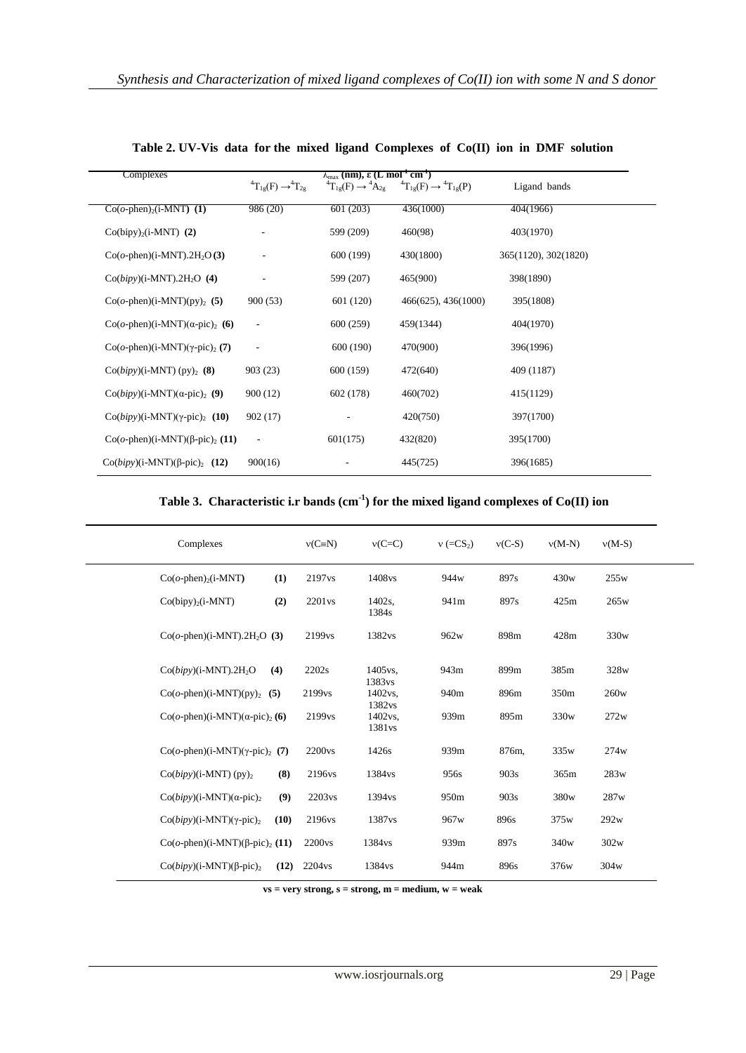**Table 2. UV-Vis data for the mixed ligand Complexes of Co(II) ion in DMF solution**

| Complexes | $\lambda_{max}$ (nm), ε (L mol$^{-1}$ cm$^{-1}$) $^4T_{1g}(F) \rightarrow {}^4T_{2g}$ | $^4T_{1g}(F) \rightarrow {}^4A_{2g}$ | $^4T_{1g}(F) \rightarrow {}^4T_{1g}(P)$ | Ligand bands |
|---|---|---|---|---|
| Co(*o*-phen)$_2$(i-MNT) **(1)** | 986 (20) | 601 (203) | 436(1000) | 404(1966) |
| Co(bipy)$_2$(i-MNT) **(2)** | - | 599 (209) | 460(98) | 403(1970) |
| Co(*o*-phen)(i-MNT).2$H_2O$ **(3)** | - | 600 (199) | 430(1800) | 365(1120), 302(1820) |
| Co(*bipy*)(i-MNT).2$H_2O$ **(4)** | - | 599 (207) | 465(900) | 398(1890) |
| Co(*o*-phen)(i-MNT)(py)$_2$ **(5)** | 900 (53) | 601 (120) | 466(625), 436(1000) | 395(1808) |
| Co(*o*-phen)(i-MNT)(α-pic)$_2$ **(6)** | - | 600 (259) | 459(1344) | 404(1970) |
| Co(*o*-phen)(i-MNT)(γ-pic)$_2$ **(7)** | - | 600 (190) | 470(900) | 396(1996) |
| Co(*bipy*)(i-MNT) (py)$_2$ **(8)** | 903 (23) | 600 (159) | 472(640) | 409 (1187) |
| Co(*bipy*)(i-MNT)(α-pic)$_2$ **(9)** | 900 (12) | 602 (178) | 460(702) | 415(1129) |
| Co(*bipy*)(i-MNT)(γ-pic)$_2$ **(10)** | 902 (17) | - | 420(750) | 397(1700) |
| Co(*o*-phen)(i-MNT)(β-pic)$_2$ **(11)** | - | 601(175) | 432(820) | 395(1700) |
| Co(*bipy*)(i-MNT)(β-pic)$_2$ **(12)** | 900(16) | - | 445(725) | 396(1685) |

**Table 3. Characteristic i.r bands (cm$^{-1}$) for the mixed ligand complexes of Co(II) ion**

| Complexes | ν(C≡N) | ν(C=C) | ν (=CS$_2$) | ν(C-S) | ν(M-N) | ν(M-S) |
|---|---|---|---|---|---|---|
| Co(*o*-phen)$_2$(i-MNT) **(1)** | 2197vs | 1408vs | 944w | 897s | 430w | 255w |
| Co(bipy)$_2$(i-MNT) **(2)** | 2201vs | 1402s, 1384s | 941m | 897s | 425m | 265w |
| Co(*o*-phen)(i-MNT).2$H_2O$ **(3)** | 2199vs | 1382vs | 962w | 898m | 428m | 330w |
| Co(*bipy*)(i-MNT).2$H_2O$ **(4)** | 2202s | 1405vs, 1383vs | 943m | 899m | 385m | 328w |
| Co(*o*-phen)(i-MNT)(py)$_2$ **(5)** | 2199vs | 1402vs, 1382vs | 940m | 896m | 350m | 260w |
| Co(*o*-phen)(i-MNT)(α-pic)$_2$ **(6)** | 2199vs | 1402vs, 1381vs | 939m | 895m | 330w | 272w |
| Co(*o*-phen)(i-MNT)(γ-pic)$_2$ **(7)** | 2200vs | 1426s | 939m | 876m, | 335w | 274w |
| Co(*bipy*)(i-MNT) (py)$_2$ **(8)** | 2196vs | 1384vs | 956s | 903s | 365m | 283w |
| Co(*bipy*)(i-MNT)(α-pic)$_2$ **(9)** | 2203vs | 1394vs | 950m | 903s | 380w | 287w |
| Co(*bipy*)(i-MNT)(γ-pic)$_2$ **(10)** | 2196vs | 1387vs | 967w | 896s | 375w | 292w |
| Co(*o*-phen)(i-MNT)(β-pic)$_2$ **(11)** | 2200vs | 1384vs | 939m | 897s | 340w | 302w |
| Co(*bipy*)(i-MNT)(β-pic)$_2$ **(12)** | 2204vs | 1384vs | 944m | 896s | 376w | 304w |

**vs = very strong, s = strong, m = medium, w = weak**